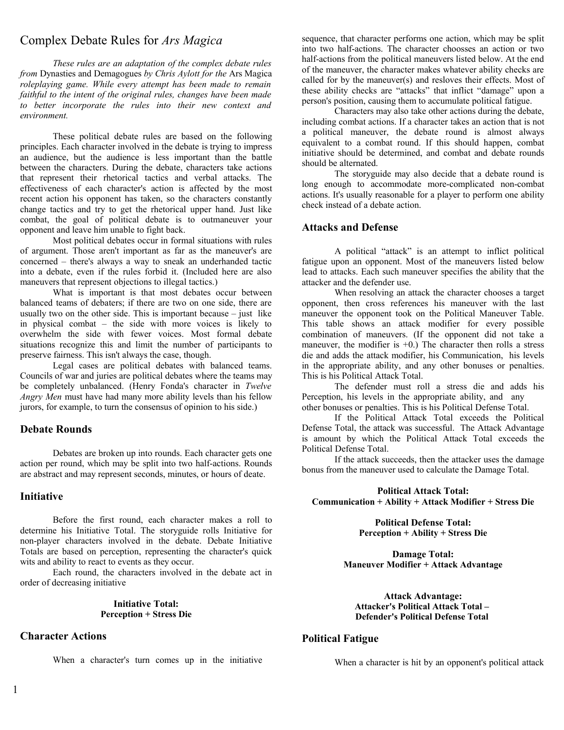# Complex Debate Rules for *Ars Magica*

*These rules are an adaptation of the complex debate rules from* Dynasties and Demagogues *by Chris Aylott for the* Ars Magica *roleplaying game. While every attempt has been made to remain faithful to the intent of the original rules, changes have been made to better incorporate the rules into their new context and environment.*

These political debate rules are based on the following principles. Each character involved in the debate is trying to impress an audience, but the audience is less important than the battle between the characters. During the debate, characters take actions that represent their rhetorical tactics and verbal attacks. The effectiveness of each character's action is affected by the most recent action his opponent has taken, so the characters constantly change tactics and try to get the rhetorical upper hand. Just like combat, the goal of political debate is to outmaneuver your opponent and leave him unable to fight back.

Most political debates occur in formal situations with rules of argument. Those aren't important as far as the maneuver's are concerned – there's always a way to sneak an underhanded tactic into a debate, even if the rules forbid it. (Included here are also maneuvers that represent objections to illegal tactics.)

What is important is that most debates occur between balanced teams of debaters; if there are two on one side, there are usually two on the other side. This is important because – just like in physical combat – the side with more voices is likely to overwhelm the side with fewer voices. Most formal debate situations recognize this and limit the number of participants to preserve fairness. This isn't always the case, though.

Legal cases are political debates with balanced teams. Councils of war and juries are political debates where the teams may be completely unbalanced. (Henry Fonda's character in *Twelve Angry Men* must have had many more ability levels than his fellow jurors, for example, to turn the consensus of opinion to his side.)

## Debate Rounds

Debates are broken up into rounds. Each character gets one action per round, which may be split into two half-actions. Rounds are abstract and may represent seconds, minutes, or hours of deate.

## Initiative

Before the first round, each character makes a roll to determine his Initiative Total. The storyguide rolls Initiative for non-player characters involved in the debate. Debate Initiative Totals are based on perception, representing the character's quick wits and ability to react to events as they occur.

Each round, the characters involved in the debate act in order of decreasing initiative

**Initiative Total:**
**Perception + Stress Die**

## Character Actions

When a character's turn comes up in the initiative sequence, that character performs one action, which may be split into two half-actions. The character chooses an action or two half-actions from the political maneuvers listed below. At the end of the maneuver, the character makes whatever ability checks are called for by the maneuver(s) and resloves their effects. Most of these ability checks are "attacks" that inflict "damage" upon a person's position, causing them to accumulate political fatigue.

Characters may also take other actions during the debate, including combat actions. If a character takes an action that is not a political maneuver, the debate round is almost always equivalent to a combat round. If this should happen, combat initiative should be determined, and combat and debate rounds should be alternated.

The storyguide may also decide that a debate round is long enough to accommodate more-complicated non-combat actions. It's usually reasonable for a player to perform one ability check instead of a debate action.

## Attacks and Defense

A political "attack" is an attempt to inflict political fatigue upon an opponent. Most of the maneuvers listed below lead to attacks. Each such maneuver specifies the ability that the attacker and the defender use.

When resolving an attack the character chooses a target opponent, then cross references his maneuver with the last maneuver the opponent took on the Political Maneuver Table. This table shows an attack modifier for every possible combination of maneuvers. (If the opponent did not take a maneuver, the modifier is +0.) The character then rolls a stress die and adds the attack modifier, his Communication, his levels in the appropriate ability, and any other bonuses or penalties. This is his Political Attack Total.

The defender must roll a stress die and adds his Perception, his levels in the appropriate ability, and any other bonuses or penalties. This is his Political Defense Total.

If the Political Attack Total exceeds the Political Defense Total, the attack was successful. The Attack Advantage is amount by which the Political Attack Total exceeds the Political Defense Total.

If the attack succeeds, then the attacker uses the damage bonus from the maneuver used to calculate the Damage Total.

**Political Attack Total:**
**Communication + Ability + Attack Modifier + Stress Die**

**Political Defense Total:**
**Perception + Ability + Stress Die**

**Damage Total:**
**Maneuver Modifier + Attack Advantage**

**Attack Advantage:**
**Attacker's Political Attack Total – Defender's Political Defense Total**

## Political Fatigue

When a character is hit by an opponent's political attack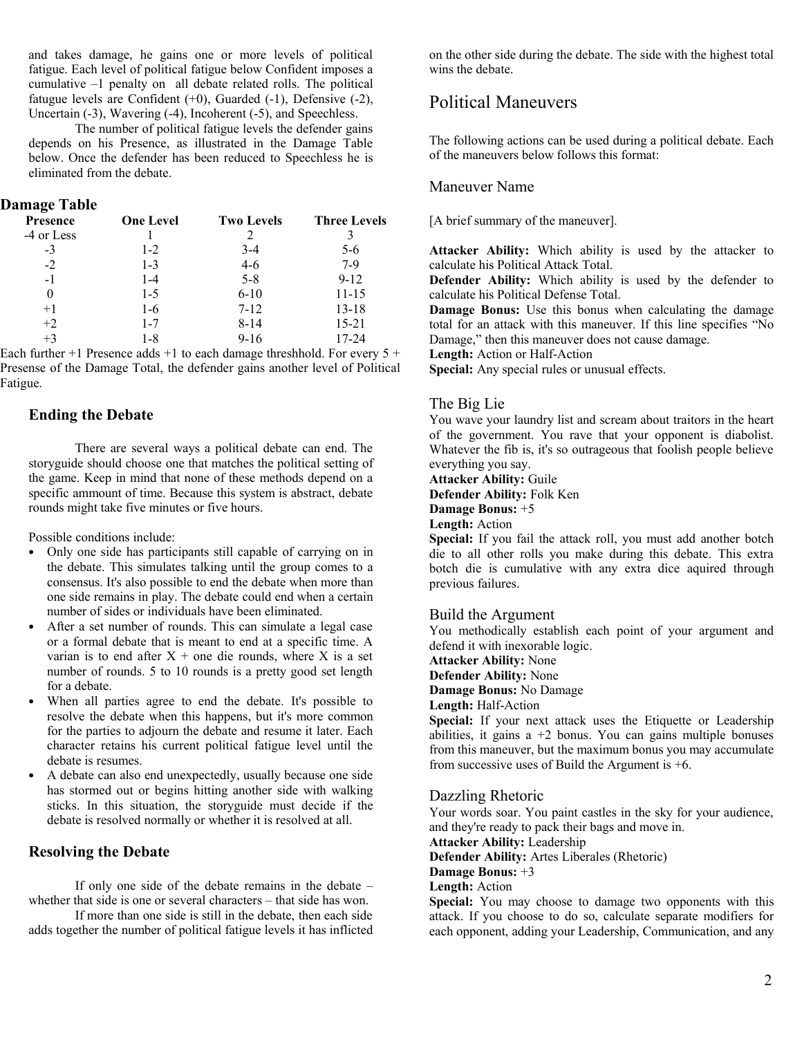and takes damage, he gains one or more levels of political fatigue. Each level of political fatigue below Confident imposes a cumulative –1 penalty on all debate related rolls. The political fatugue levels are Confident (+0), Guarded (-1), Defensive (-2), Uncertain (-3), Wavering (-4), Incoherent (-5), and Speechless.

The number of political fatigue levels the defender gains depends on his Presence, as illustrated in the Damage Table below. Once the defender has been reduced to Speechless he is eliminated from the debate.

## Damage Table

| Presence | One Level | Two Levels | Three Levels |
|---|---|---|---|
| -4 or Less | 1 | 2 | 3 |
| -3 | 1-2 | 3-4 | 5-6 |
| -2 | 1-3 | 4-6 | 7-9 |
| -1 | 1-4 | 5-8 | 9-12 |
| 0 | 1-5 | 6-10 | 11-15 |
| +1 | 1-6 | 7-12 | 13-18 |
| +2 | 1-7 | 8-14 | 15-21 |
| +3 | 1-8 | 9-16 | 17-24 |

Each further +1 Presence adds +1 to each damage threshhold. For every 5 + Presense of the Damage Total, the defender gains another level of Political Fatigue.

### Ending the Debate

There are several ways a political debate can end. The storyguide should choose one that matches the political setting of the game. Keep in mind that none of these methods depend on a specific ammount of time. Because this system is abstract, debate rounds might take five minutes or five hours.

Possible conditions include:

- Only one side has participants still capable of carrying on in the debate. This simulates talking until the group comes to a consensus. It's also possible to end the debate when more than one side remains in play. The debate could end when a certain number of sides or individuals have been eliminated.
- After a set number of rounds. This can simulate a legal case or a formal debate that is meant to end at a specific time. A varian is to end after X + one die rounds, where X is a set number of rounds. 5 to 10 rounds is a pretty good set length for a debate.
- When all parties agree to end the debate. It's possible to resolve the debate when this happens, but it's more common for the parties to adjourn the debate and resume it later. Each character retains his current political fatigue level until the debate is resumes.
- A debate can also end unexpectedly, usually because one side has stormed out or begins hitting another side with walking sticks. In this situation, the storyguide must decide if the debate is resolved normally or whether it is resolved at all.

### Resolving the Debate

If only one side of the debate remains in the debate – whether that side is one or several characters – that side has won.

If more than one side is still in the debate, then each side adds together the number of political fatigue levels it has inflicted on the other side during the debate. The side with the highest total wins the debate.

## Political Maneuvers

The following actions can be used during a political debate. Each of the maneuvers below follows this format:

### Maneuver Name

[A brief summary of the maneuver].

**Attacker Ability:** Which ability is used by the attacker to calculate his Political Attack Total.
**Defender Ability:** Which ability is used by the defender to calculate his Political Defense Total.
**Damage Bonus:** Use this bonus when calculating the damage total for an attack with this maneuver. If this line specifies "No Damage," then this maneuver does not cause damage.
**Length:** Action or Half-Action
**Special:** Any special rules or unusual effects.

### The Big Lie

You wave your laundry list and scream about traitors in the heart of the government. You rave that your opponent is diabolist. Whatever the fib is, it's so outrageous that foolish people believe everything you say.
**Attacker Ability:** Guile
**Defender Ability:** Folk Ken
**Damage Bonus:** +5
**Length:** Action
**Special:** If you fail the attack roll, you must add another botch die to all other rolls you make during this debate. This extra botch die is cumulative with any extra dice aquired through previous failures.

### Build the Argument

You methodically establish each point of your argument and defend it with inexorable logic.
**Attacker Ability:** None
**Defender Ability:** None
**Damage Bonus:** No Damage
**Length:** Half-Action
**Special:** If your next attack uses the Etiquette or Leadership abilities, it gains a +2 bonus. You can gains multiple bonuses from this maneuver, but the maximum bonus you may accumulate from successive uses of Build the Argument is +6.

### Dazzling Rhetoric

Your words soar. You paint castles in the sky for your audience, and they're ready to pack their bags and move in.
**Attacker Ability:** Leadership
**Defender Ability:** Artes Liberales (Rhetoric)
**Damage Bonus:** +3
**Length:** Action
**Special:** You may choose to damage two opponents with this attack. If you choose to do so, calculate separate modifiers for each opponent, adding your Leadership, Communication, and any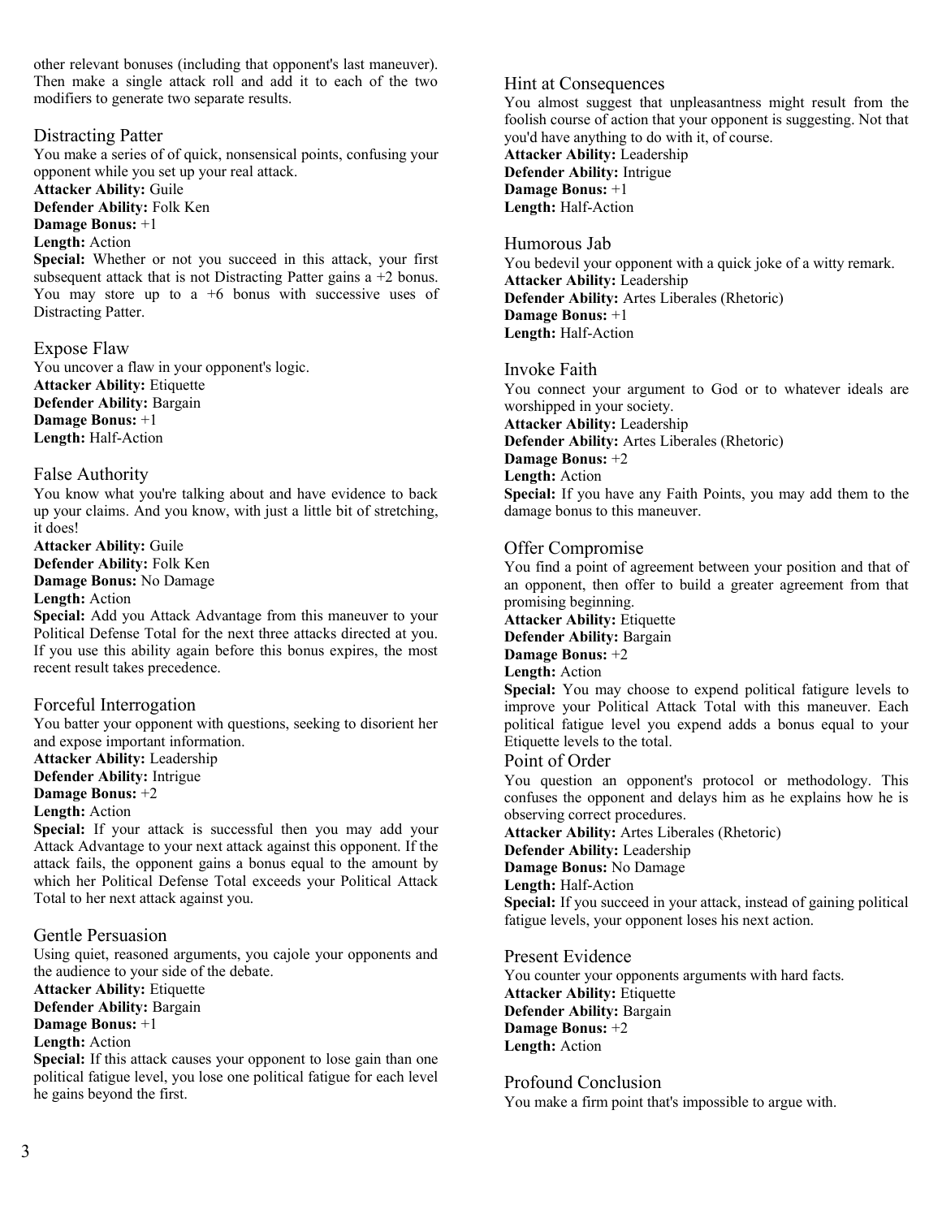other relevant bonuses (including that opponent's last maneuver). Then make a single attack roll and add it to each of the two modifiers to generate two separate results.

### Distracting Patter

You make a series of of quick, nonsensical points, confusing your opponent while you set up your real attack.
**Attacker Ability:** Guile
**Defender Ability:** Folk Ken
**Damage Bonus:** +1
**Length:** Action
**Special:** Whether or not you succeed in this attack, your first subsequent attack that is not Distracting Patter gains a +2 bonus. You may store up to a +6 bonus with successive uses of Distracting Patter.

### Expose Flaw

You uncover a flaw in your opponent's logic.
**Attacker Ability:** Etiquette
**Defender Ability:** Bargain
**Damage Bonus:** +1
**Length:** Half-Action

### False Authority

You know what you're talking about and have evidence to back up your claims. And you know, with just a little bit of stretching, it does!
**Attacker Ability:** Guile
**Defender Ability:** Folk Ken
**Damage Bonus:** No Damage
**Length:** Action
**Special:** Add you Attack Advantage from this maneuver to your Political Defense Total for the next three attacks directed at you. If you use this ability again before this bonus expires, the most recent result takes precedence.

### Forceful Interrogation

You batter your opponent with questions, seeking to disorient her and expose important information.
**Attacker Ability:** Leadership
**Defender Ability:** Intrigue
**Damage Bonus:** +2
**Length:** Action
**Special:** If your attack is successful then you may add your Attack Advantage to your next attack against this opponent. If the attack fails, the opponent gains a bonus equal to the amount by which her Political Defense Total exceeds your Political Attack Total to her next attack against you.

### Gentle Persuasion

Using quiet, reasoned arguments, you cajole your opponents and the audience to your side of the debate.
**Attacker Ability:** Etiquette
**Defender Ability:** Bargain
**Damage Bonus:** +1
**Length:** Action
**Special:** If this attack causes your opponent to lose gain than one political fatigue level, you lose one political fatigue for each level he gains beyond the first.

### Hint at Consequences

You almost suggest that unpleasantness might result from the foolish course of action that your opponent is suggesting. Not that you'd have anything to do with it, of course.
**Attacker Ability:** Leadership
**Defender Ability:** Intrigue
**Damage Bonus:** +1
**Length:** Half-Action

### Humorous Jab

You bedevil your opponent with a quick joke of a witty remark.
**Attacker Ability:** Leadership
**Defender Ability:** Artes Liberales (Rhetoric)
**Damage Bonus:** +1
**Length:** Half-Action

### Invoke Faith

You connect your argument to God or to whatever ideals are worshipped in your society.
**Attacker Ability:** Leadership
**Defender Ability:** Artes Liberales (Rhetoric)
**Damage Bonus:** +2
**Length:** Action
**Special:** If you have any Faith Points, you may add them to the damage bonus to this maneuver.

### Offer Compromise

You find a point of agreement between your position and that of an opponent, then offer to build a greater agreement from that promising beginning.
**Attacker Ability:** Etiquette
**Defender Ability:** Bargain
**Damage Bonus:** +2
**Length:** Action
**Special:** You may choose to expend political fatigue levels to improve your Political Attack Total with this maneuver. Each political fatigue level you expend adds a bonus equal to your Etiquette levels to the total.

### Point of Order

You question an opponent's protocol or methodology. This confuses the opponent and delays him as he explains how he is observing correct procedures.
**Attacker Ability:** Artes Liberales (Rhetoric)
**Defender Ability:** Leadership
**Damage Bonus:** No Damage
**Length:** Half-Action
**Special:** If you succeed in your attack, instead of gaining political fatigue levels, your opponent loses his next action.

### Present Evidence

You counter your opponents arguments with hard facts.
**Attacker Ability:** Etiquette
**Defender Ability:** Bargain
**Damage Bonus:** +2
**Length:** Action

### Profound Conclusion

You make a firm point that's impossible to argue with.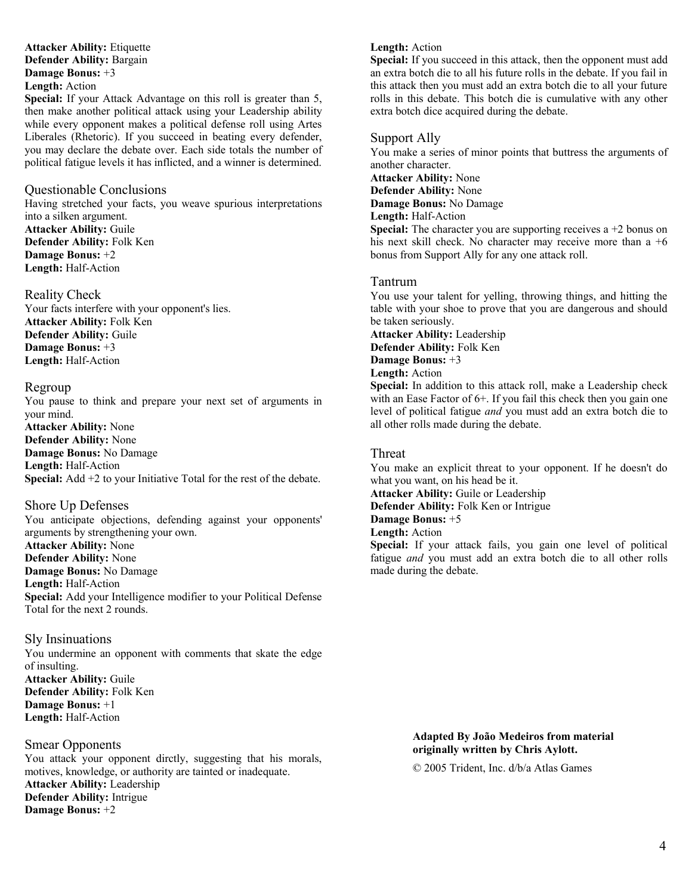**Attacker Ability:** Etiquette
**Defender Ability:** Bargain
**Damage Bonus:** +3
**Length:** Action
**Special:** If your Attack Advantage on this roll is greater than 5, then make another political attack using your Leadership ability while every opponent makes a political defense roll using Artes Liberales (Rhetoric). If you succeed in beating every defender, you may declare the debate over. Each side totals the number of political fatigue levels it has inflicted, and a winner is determined.

### Questionable Conclusions

Having stretched your facts, you weave spurious interpretations into a silken argument.
**Attacker Ability:** Guile
**Defender Ability:** Folk Ken
**Damage Bonus:** +2
**Length:** Half-Action

### Reality Check

Your facts interfere with your opponent's lies.
**Attacker Ability:** Folk Ken
**Defender Ability:** Guile
**Damage Bonus:** +3
**Length:** Half-Action

### Regroup

You pause to think and prepare your next set of arguments in your mind.
**Attacker Ability:** None
**Defender Ability:** None
**Damage Bonus:** No Damage
**Length:** Half-Action
**Special:** Add +2 to your Initiative Total for the rest of the debate.

### Shore Up Defenses

You anticipate objections, defending against your opponents' arguments by strengthening your own.
**Attacker Ability:** None
**Defender Ability:** None
**Damage Bonus:** No Damage
**Length:** Half-Action
**Special:** Add your Intelligence modifier to your Political Defense Total for the next 2 rounds.

### Sly Insinuations

You undermine an opponent with comments that skate the edge of insulting.
**Attacker Ability:** Guile
**Defender Ability:** Folk Ken
**Damage Bonus:** +1
**Length:** Half-Action

### Smear Opponents

You attack your opponent dirctly, suggesting that his morals, motives, knowledge, or authority are tainted or inadequate.
**Attacker Ability:** Leadership
**Defender Ability:** Intrigue
**Damage Bonus:** +2
**Length:** Action
**Special:** If you succeed in this attack, then the opponent must add an extra botch die to all his future rolls in the debate. If you fail in this attack then you must add an extra botch die to all your future rolls in this debate. This botch die is cumulative with any other extra botch dice acquired during the debate.

### Support Ally

You make a series of minor points that buttress the arguments of another character.
**Attacker Ability:** None
**Defender Ability:** None
**Damage Bonus:** No Damage
**Length:** Half-Action
**Special:** The character you are supporting receives a +2 bonus on his next skill check. No character may receive more than a +6 bonus from Support Ally for any one attack roll.

### Tantrum

You use your talent for yelling, throwing things, and hitting the table with your shoe to prove that you are dangerous and should be taken seriously.
**Attacker Ability:** Leadership
**Defender Ability:** Folk Ken
**Damage Bonus:** +3
**Length:** Action
**Special:** In addition to this attack roll, make a Leadership check with an Ease Factor of 6+. If you fail this check then you gain one level of political fatigue *and* you must add an extra botch die to all other rolls made during the debate.

### Threat

You make an explicit threat to your opponent. If he doesn't do what you want, on his head be it.
**Attacker Ability:** Guile or Leadership
**Defender Ability:** Folk Ken or Intrigue
**Damage Bonus:** +5
**Length:** Action
**Special:** If your attack fails, you gain one level of political fatigue *and* you must add an extra botch die to all other rolls made during the debate.

**Adapted By João Medeiros from material originally written by Chris Aylott.**

© 2005 Trident, Inc. d/b/a Atlas Games